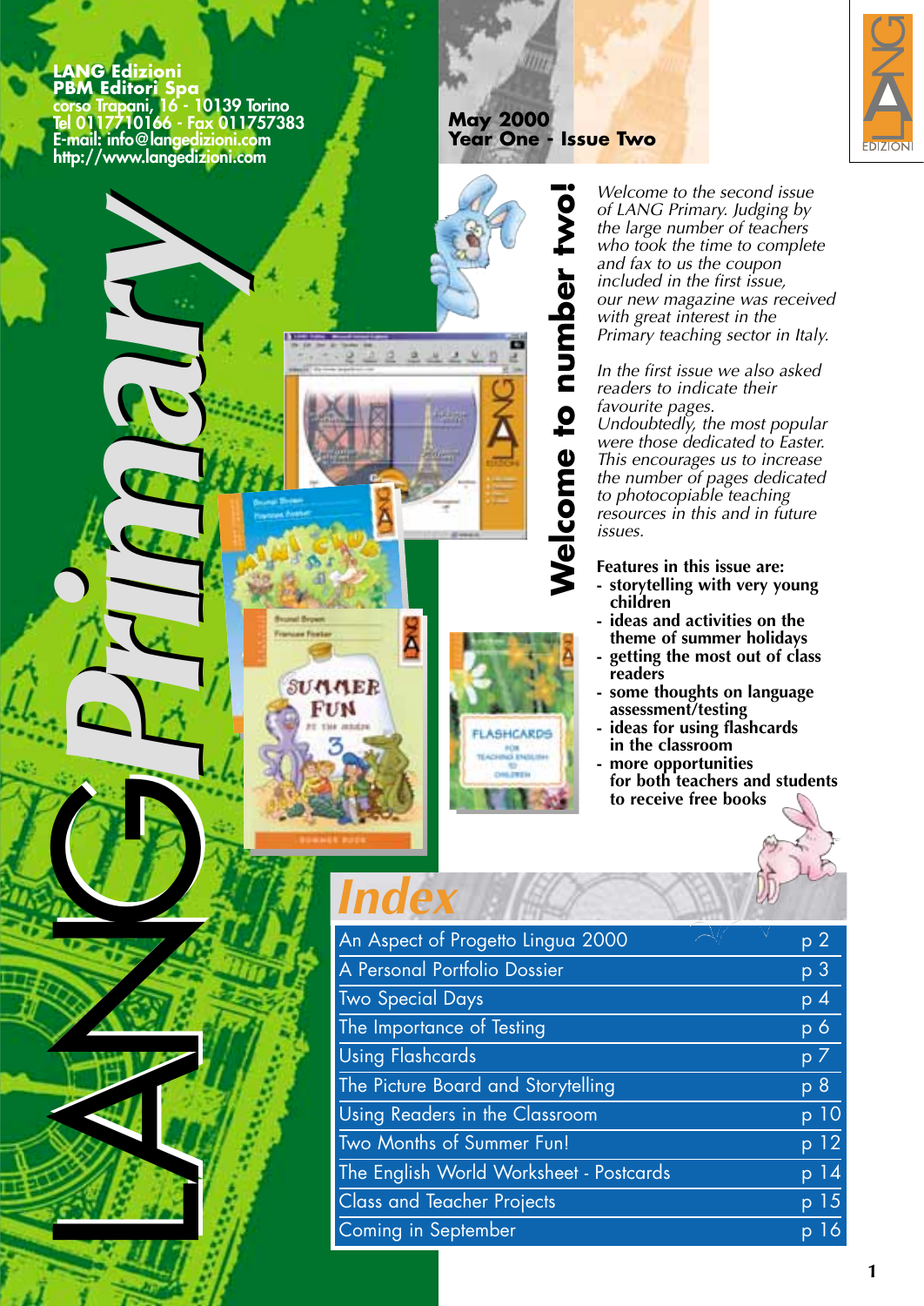LANG Edizioni
PBM Editori Spa
corso Trapani, 16 - 10139 Torino
Tel 0117710166 - Fax 011757383
E-mail: info@langedizioni.com
http://www.langedizioni.com

# LANG Primary

May 2000
Year One - Issue Two

## Welcome to number two!

*Welcome to the second issue of LANG Primary. Judging by the large number of teachers who took the time to complete and fax to us the coupon included in the first issue, our new magazine was received with great interest in the Primary teaching sector in Italy.*

*In the first issue we also asked readers to indicate their favourite pages. Undoubtedly, the most popular were those dedicated to Easter. This encourages us to increase the number of pages dedicated to photocopiable teaching resources in this and in future issues.*

**Features in this issue are:**

- **storytelling with very young children**
- **ideas and activities on the theme of summer holidays**
- **getting the most out of class readers**
- **some thoughts on language assessment/testing**
- **ideas for using flashcards in the classroom**
- **more opportunities for both teachers and students to receive free books**

## Index

| | |
|---|---|
| An Aspect of Progetto Lingua 2000 | p 2 |
| A Personal Portfolio Dossier | p 3 |
| Two Special Days | p 4 |
| The Importance of Testing | p 6 |
| Using Flashcards | p 7 |
| The Picture Board and Storytelling | p 8 |
| Using Readers in the Classroom | p 10 |
| Two Months of Summer Fun! | p 12 |
| The English World Worksheet - Postcards | p 14 |
| Class and Teacher Projects | p 15 |
| Coming in September | p 16 |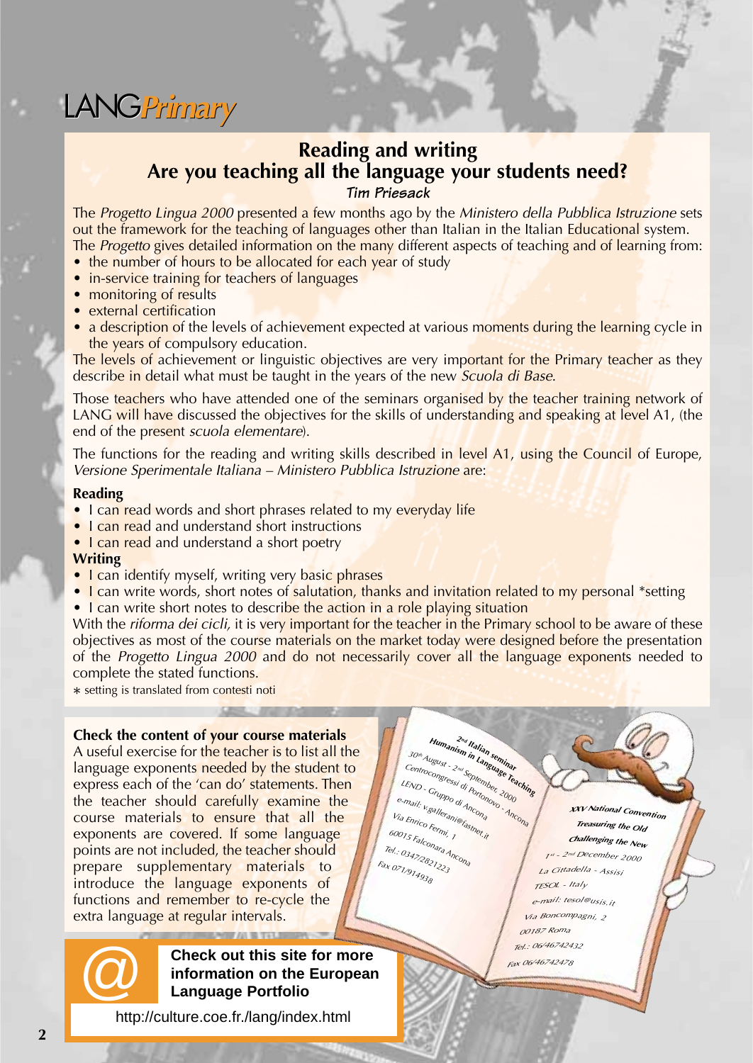LANG*Primary*

## Reading and writing

## Are you teaching all the language your students need?

**Tim Priesack**

The *Progetto Lingua 2000* presented a few months ago by the *Ministero della Pubblica Istruzione* sets out the framework for the teaching of languages other than Italian in the Italian Educational system. The *Progetto* gives detailed information on the many different aspects of teaching and of learning from:

- the number of hours to be allocated for each year of study
- in-service training for teachers of languages
- monitoring of results
- external certification
- a description of the levels of achievement expected at various moments during the learning cycle in the years of compulsory education.

The levels of achievement or linguistic objectives are very important for the Primary teacher as they describe in detail what must be taught in the years of the new *Scuola di Base*.

Those teachers who have attended one of the seminars organised by the teacher training network of LANG will have discussed the objectives for the skills of understanding and speaking at level A1, (the end of the present *scuola elementare*).

The functions for the reading and writing skills described in level A1, using the Council of Europe, *Versione Sperimentale Italiana – Ministero Pubblica Istruzione* are:

**Reading**

- I can read words and short phrases related to my everyday life
- I can read and understand short instructions
- I can read and understand a short poetry

**Writing**

- I can identify myself, writing very basic phrases
- I can write words, short notes of salutation, thanks and invitation related to my personal *setting
- I can write short notes to describe the action in a role playing situation

With the *riforma dei cicli*, it is very important for the teacher in the Primary school to be aware of these objectives as most of the course materials on the market today were designed before the presentation of the *Progetto Lingua 2000* and do not necessarily cover all the language exponents needed to complete the stated functions.

* setting is translated from contesti noti

**Check the content of your course materials**

A useful exercise for the teacher is to list all the language exponents needed by the student to express each of the 'can do' statements. Then the teacher should carefully examine the course materials to ensure that all the exponents are covered. If some language points are not included, the teacher should prepare supplementary materials to introduce the language exponents of functions and remember to re-cycle the extra language at regular intervals.

**2nd Italian seminar**
**Humanism in Language Teaching**
30th August - 2nd September, 2000
Centrocongressi di Portonovo - Ancona
LEND - Gruppo di Ancona
e-mail: v.gallerani@fastnet.it
Via Enrico Fermi, 1
60015 Falconara Ancona
Tel.: 0347/2821223
Fax 071/914938

***XXV National Convention***
***Treasuring the Old***
***Challenging the New***
1st - 2nd December 2000
La Cittadella - Assisi
TESOL - Italy
e-mail: tesol@usis.it
Via Boncompagni, 2
00187 Roma
Tel.: 06/46742432
Fax 06/46742478

@ **Check out this site for more information on the European Language Portfolio**

http://culture.coe.fr./lang/index.html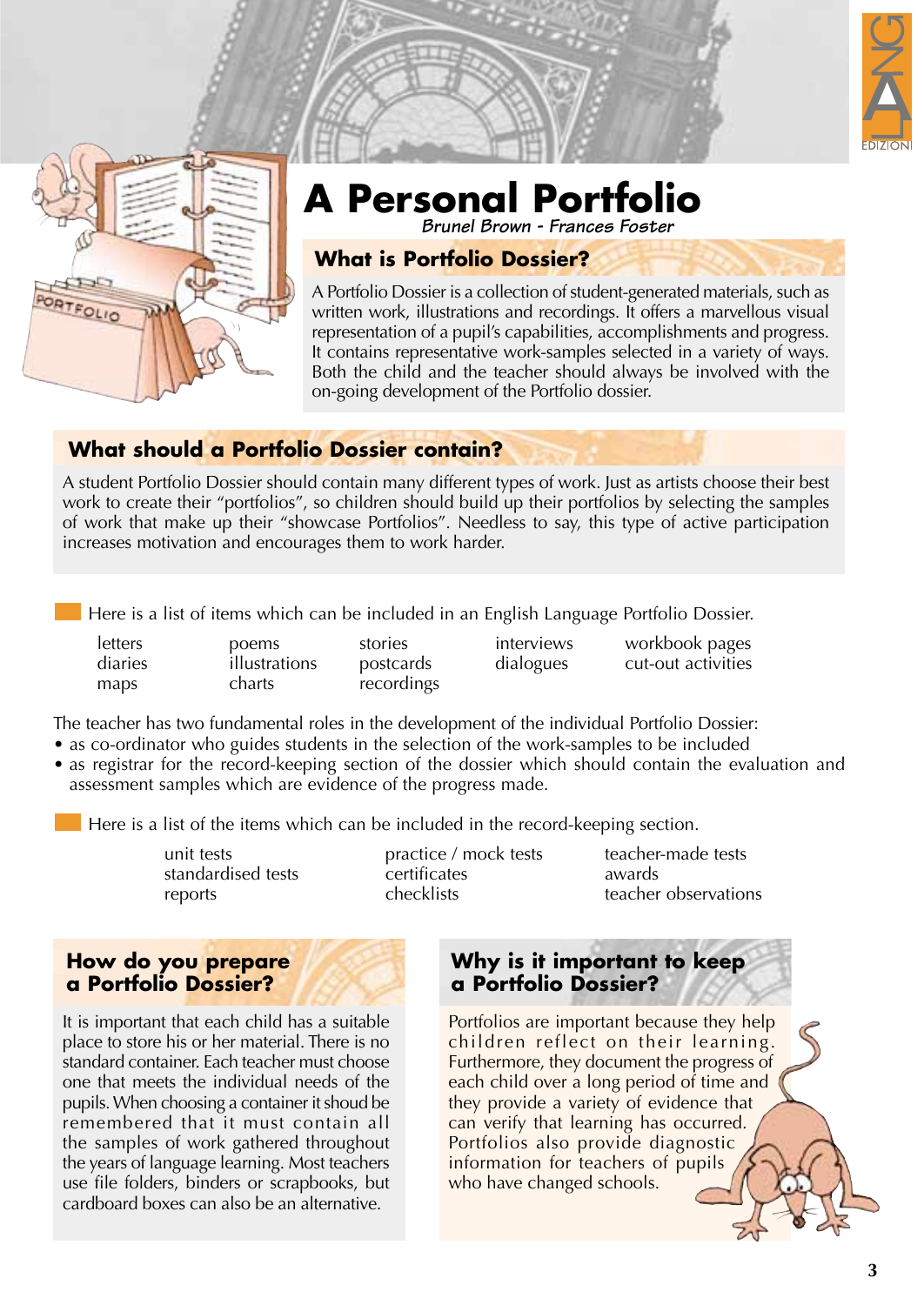# A Personal Portfolio

*Brunel Brown - Frances Foster*

## What is Portfolio Dossier?

A Portfolio Dossier is a collection of student-generated materials, such as written work, illustrations and recordings. It offers a marvellous visual representation of a pupil's capabilities, accomplishments and progress. It contains representative work-samples selected in a variety of ways. Both the child and the teacher should always be involved with the on-going development of the Portfolio dossier.

## What should a Portfolio Dossier contain?

A student Portfolio Dossier should contain many different types of work. Just as artists choose their best work to create their "portfolios", so children should build up their portfolios by selecting the samples of work that make up their "showcase Portfolios". Needless to say, this type of active participation increases motivation and encourages them to work harder.

Here is a list of items which can be included in an English Language Portfolio Dossier.

| | | | | |
|---|---|---|---|---|
| letters | poems | stories | interviews | workbook pages |
| diaries | illustrations | postcards | dialogues | cut-out activities |
| maps | charts | recordings | | |

The teacher has two fundamental roles in the development of the individual Portfolio Dossier:

- as co-ordinator who guides students in the selection of the work-samples to be included
- as registrar for the record-keeping section of the dossier which should contain the evaluation and assessment samples which are evidence of the progress made.

Here is a list of the items which can be included in the record-keeping section.

| | | |
|---|---|---|
| unit tests | practice / mock tests | teacher-made tests |
| standardised tests | certificates | awards |
| reports | checklists | teacher observations |

## How do you prepare a Portfolio Dossier?

It is important that each child has a suitable place to store his or her material. There is no standard container. Each teacher must choose one that meets the individual needs of the pupils. When choosing a container it shoud be remembered that it must contain all the samples of work gathered throughout the years of language learning. Most teachers use file folders, binders or scrapbooks, but cardboard boxes can also be an alternative.

## Why is it important to keep a Portfolio Dossier?

Portfolios are important because they help children reflect on their learning. Furthermore, they document the progress of each child over a long period of time and they provide a variety of evidence that can verify that learning has occurred. Portfolios also provide diagnostic information for teachers of pupils who have changed schools.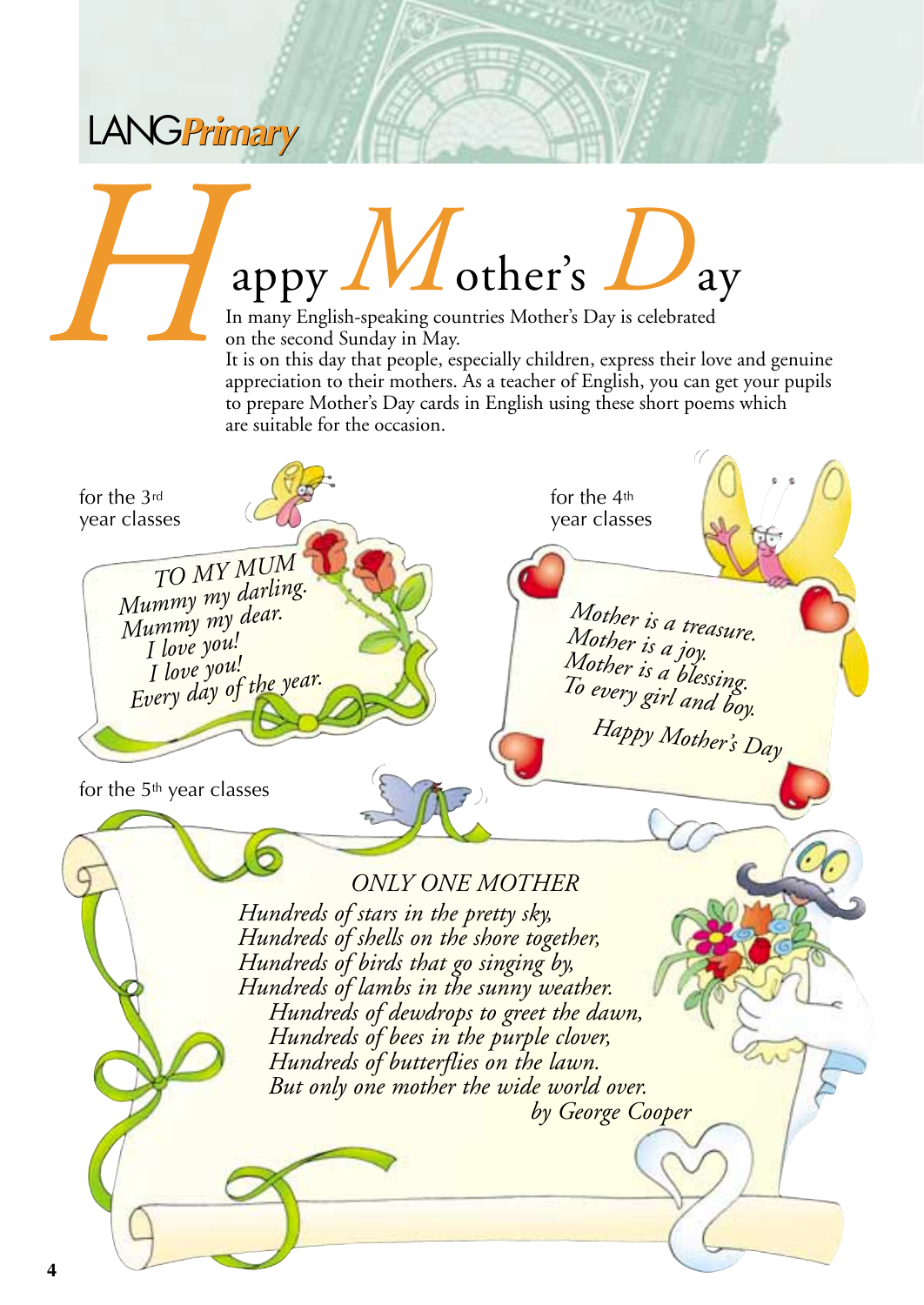# Happy Mother's Day

In many English-speaking countries Mother's Day is celebrated on the second Sunday in May.

It is on this day that people, especially children, express their love and genuine appreciation to their mothers. As a teacher of English, you can get your pupils to prepare Mother's Day cards in English using these short poems which are suitable for the occasion.

for the 3rd year classes

*TO MY MUM*
*Mummy my darling.*
*Mummy my dear.*
*I love you!*
*I love you!*
*Every day of the year.*

for the 4th year classes

*Mother is a treasure.*
*Mother is a joy.*
*Mother is a blessing.*
*To every girl and boy.*

*Happy Mother's Day*

for the 5th year classes

*ONLY ONE MOTHER*

*Hundreds of stars in the pretty sky,*
*Hundreds of shells on the shore together,*
*Hundreds of birds that go singing by,*
*Hundreds of lambs in the sunny weather.*
*Hundreds of dewdrops to greet the dawn,*
*Hundreds of bees in the purple clover,*
*Hundreds of butterflies on the lawn.*
*But only one mother the wide world over.*

*by George Cooper*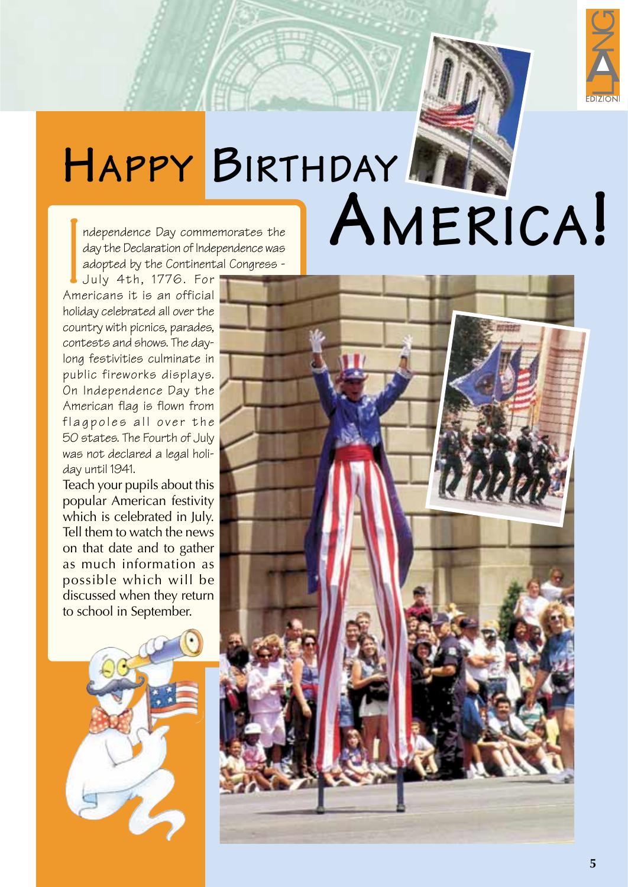# Happy Birthday America!

Independence Day commemorates the day the Declaration of Independence was adopted by the Continental Congress - July 4th, 1776. For Americans it is an official holiday celebrated all over the country with picnics, parades, contests and shows. The day-long festivities culminate in public fireworks displays. On Independence Day the American flag is flown from flagpoles all over the 50 states. The Fourth of July was not declared a legal holiday until 1941.

Teach your pupils about this popular American festivity which is celebrated in July. Tell them to watch the news on that date and to gather as much information as possible which will be discussed when they return to school in September.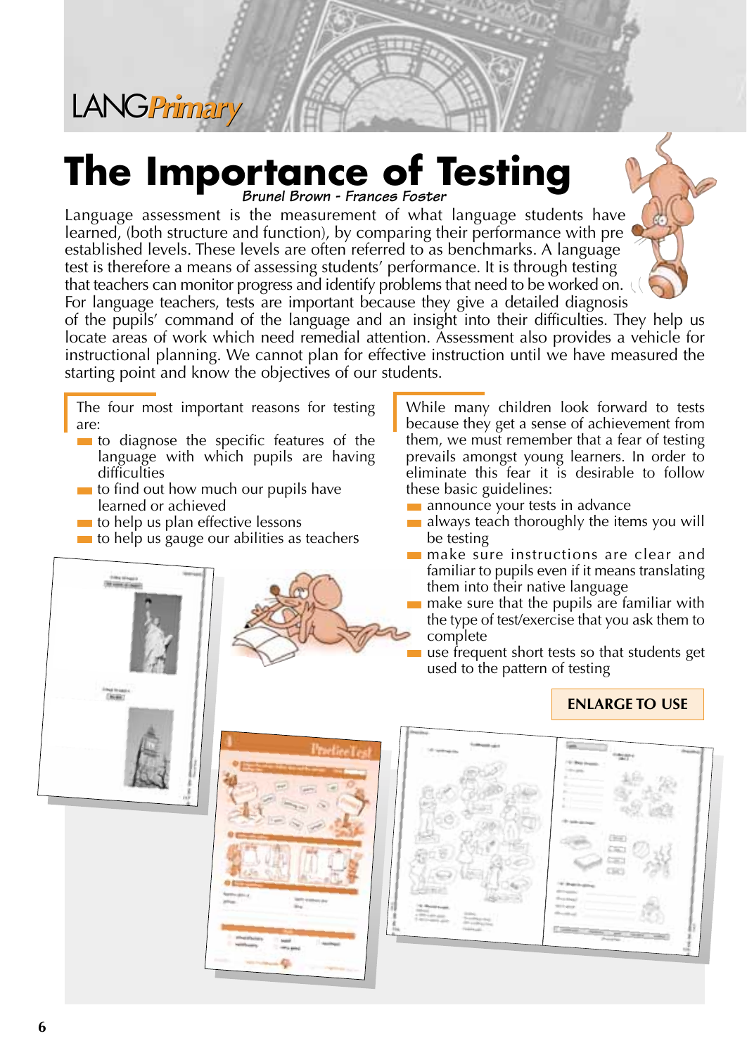LANGPrimary

# The Importance of Testing

*Brunel Brown - Frances Foster*

Language assessment is the measurement of what language students have learned, (both structure and function), by comparing their performance with pre established levels. These levels are often referred to as benchmarks. A language test is therefore a means of assessing students' performance. It is through testing that teachers can monitor progress and identify problems that need to be worked on. For language teachers, tests are important because they give a detailed diagnosis of the pupils' command of the language and an insight into their difficulties. They help us locate areas of work which need remedial attention. Assessment also provides a vehicle for instructional planning. We cannot plan for effective instruction until we have measured the starting point and know the objectives of our students.

The four most important reasons for testing are:

- to diagnose the specific features of the language with which pupils are having difficulties
- to find out how much our pupils have learned or achieved
- to help us plan effective lessons
- to help us gauge our abilities as teachers

While many children look forward to tests because they get a sense of achievement from them, we must remember that a fear of testing prevails amongst young learners. In order to eliminate this fear it is desirable to follow these basic guidelines:

- announce your tests in advance
- always teach thoroughly the items you will be testing
- make sure instructions are clear and familiar to pupils even if it means translating them into their native language
- make sure that the pupils are familiar with the type of test/exercise that you ask them to complete
- use frequent short tests so that students get used to the pattern of testing

**ENLARGE TO USE**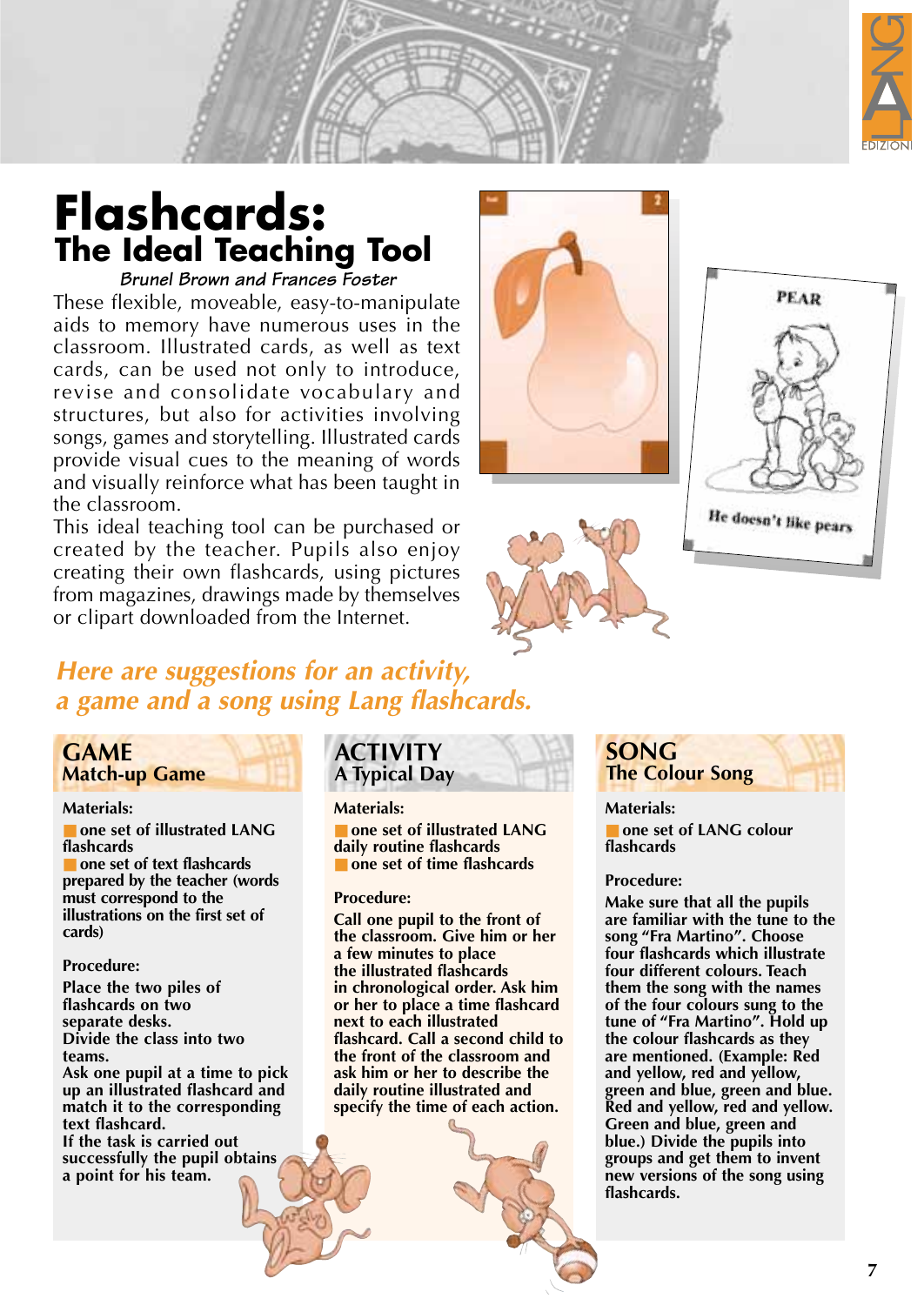# Flashcards:
## The Ideal Teaching Tool

*Brunel Brown and Frances Foster*

These flexible, moveable, easy-to-manipulate aids to memory have numerous uses in the classroom. Illustrated cards, as well as text cards, can be used not only to introduce, revise and consolidate vocabulary and structures, but also for activities involving songs, games and storytelling. Illustrated cards provide visual cues to the meaning of words and visually reinforce what has been taught in the classroom.

This ideal teaching tool can be purchased or created by the teacher. Pupils also enjoy creating their own flashcards, using pictures from magazines, drawings made by themselves or clipart downloaded from the Internet.

PEAR

He doesn't like pears

### *Here are suggestions for an activity, a game and a song using Lang flashcards.*

## GAME
### Match-up Game

**Materials:**

- **one set of illustrated LANG flashcards**
- **one set of text flashcards prepared by the teacher (words must correspond to the illustrations on the first set of cards)**

**Procedure:**

**Place the two piles of flashcards on two separate desks.**
**Divide the class into two teams.**
**Ask one pupil at a time to pick up an illustrated flashcard and match it to the corresponding text flashcard.**
**If the task is carried out successfully the pupil obtains a point for his team.**

## ACTIVITY
### A Typical Day

**Materials:**

- **one set of illustrated LANG daily routine flashcards**
- **one set of time flashcards**

**Procedure:**

**Call one pupil to the front of the classroom. Give him or her a few minutes to place the illustrated flashcards in chronological order. Ask him or her to place a time flashcard next to each illustrated flashcard. Call a second child to the front of the classroom and ask him or her to describe the daily routine illustrated and specify the time of each action.**

## SONG
### The Colour Song

**Materials:**

- **one set of LANG colour flashcards**

**Procedure:**

**Make sure that all the pupils are familiar with the tune to the song "Fra Martino". Choose four flashcards which illustrate four different colours. Teach them the song with the names of the four colours sung to the tune of "Fra Martino". Hold up the colour flashcards as they are mentioned. (Example: Red and yellow, red and yellow, green and blue, green and blue. Red and yellow, red and yellow. Green and blue, green and blue.) Divide the pupils into groups and get them to invent new versions of the song using flashcards.**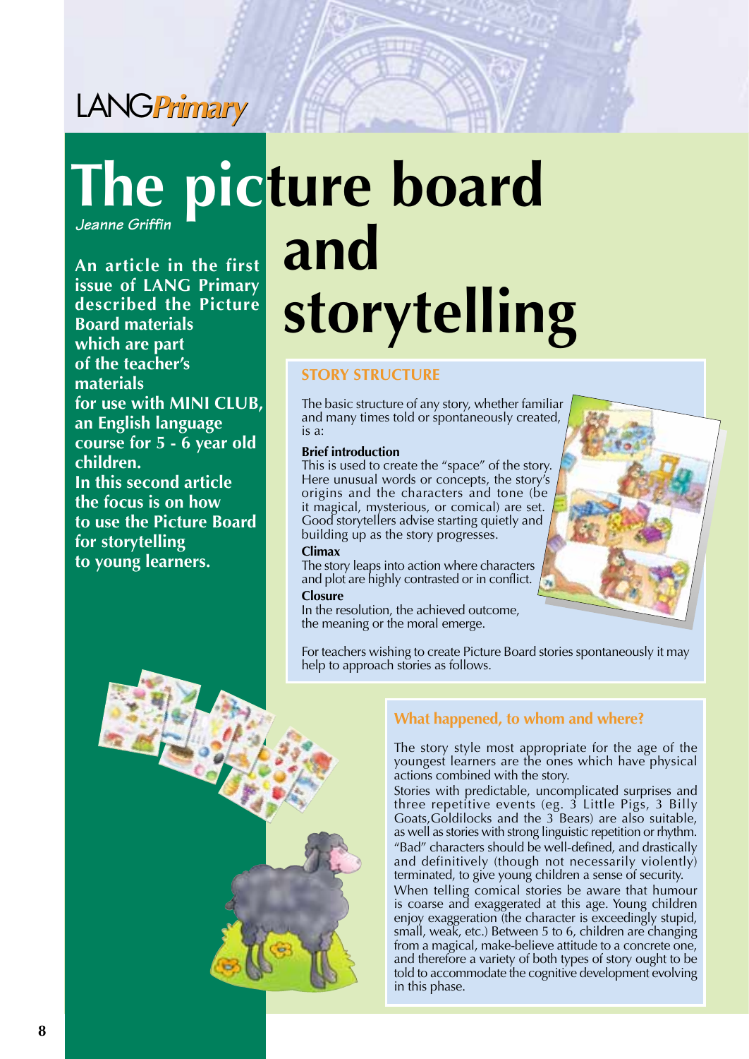# The picture board and storytelling

*Jeanne Griffin*

**An article in the first issue of LANG Primary described the Picture Board materials which are part of the teacher's materials for use with MINI CLUB, an English language course for 5 - 6 year old children. In this second article the focus is on how to use the Picture Board for storytelling to young learners.**

## STORY STRUCTURE

The basic structure of any story, whether familiar and many times told or spontaneously created, is a:

**Brief introduction**
This is used to create the "space" of the story. Here unusual words or concepts, the story's origins and the characters and tone (be it magical, mysterious, or comical) are set. Good storytellers advise starting quietly and building up as the story progresses.

**Climax**
The story leaps into action where characters and plot are highly contrasted or in conflict.

**Closure**
In the resolution, the achieved outcome, the meaning or the moral emerge.

For teachers wishing to create Picture Board stories spontaneously it may help to approach stories as follows.

## What happened, to whom and where?

The story style most appropriate for the age of the youngest learners are the ones which have physical actions combined with the story.

Stories with predictable, uncomplicated surprises and three repetitive events (eg. 3 Little Pigs, 3 Billy Goats,Goldilocks and the 3 Bears) are also suitable, as well as stories with strong linguistic repetition or rhythm. "Bad" characters should be well-defined, and drastically and definitively (though not necessarily violently) terminated, to give young children a sense of security.

When telling comical stories be aware that humour is coarse and exaggerated at this age. Young children enjoy exaggeration (the character is exceedingly stupid, small, weak, etc.) Between 5 to 6, children are changing from a magical, make-believe attitude to a concrete one, and therefore a variety of both types of story ought to be told to accommodate the cognitive development evolving in this phase.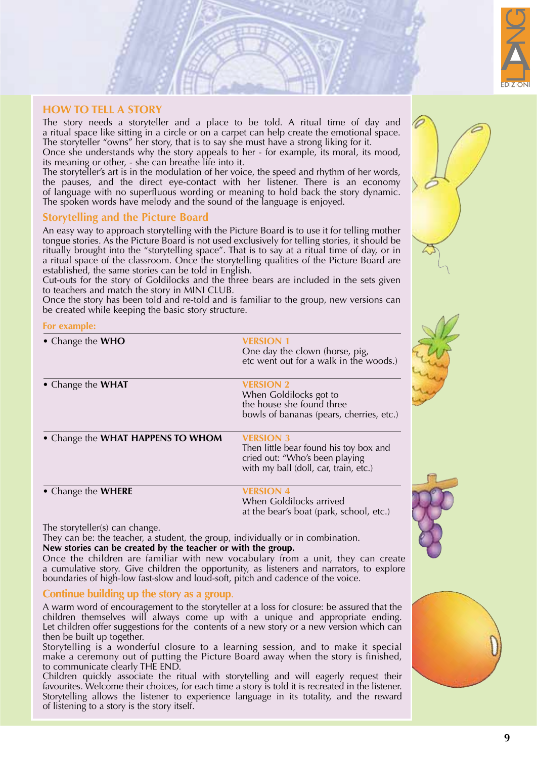## HOW TO TELL A STORY

The story needs a storyteller and a place to be told. A ritual time of day and a ritual space like sitting in a circle or on a carpet can help create the emotional space. The storyteller "owns" her story, that is to say she must have a strong liking for it.
Once she understands why the story appeals to her - for example, its moral, its mood, its meaning or other, - she can breathe life into it.
The storyteller's art is in the modulation of her voice, the speed and rhythm of her words, the pauses, and the direct eye-contact with her listener. There is an economy of language with no superfluous wording or meaning to hold back the story dynamic. The spoken words have melody and the sound of the language is enjoyed.

## Storytelling and the Picture Board

An easy way to approach storytelling with the Picture Board is to use it for telling mother tongue stories. As the Picture Board is not used exclusively for telling stories, it should be ritually brought into the "storytelling space". That is to say at a ritual time of day, or in a ritual space of the classroom. Once the storytelling qualities of the Picture Board are established, the same stories can be told in English.
Cut-outs for the story of Goldilocks and the three bears are included in the sets given to teachers and match the story in MINI CLUB.
Once the story has been told and re-told and is familiar to the group, new versions can be created while keeping the basic story structure.

**For example:**

| | |
|---|---|
| • Change the **WHO** | **VERSION 1**<br>One day the clown (horse, pig, etc went out for a walk in the woods.) |
| • Change the **WHAT** | **VERSION 2**<br>When Goldilocks got to the house she found three bowls of bananas (pears, cherries, etc.) |
| • Change the **WHAT HAPPENS TO WHOM** | **VERSION 3**<br>Then little bear found his toy box and cried out: "Who's been playing with my ball (doll, car, train, etc.) |
| • Change the **WHERE** | **VERSION 4**<br>When Goldilocks arrived at the bear's boat (park, school, etc.) |

The storyteller(s) can change.
They can be: the teacher, a student, the group, individually or in combination.
**New stories can be created by the teacher or with the group.**
Once the children are familiar with new vocabulary from a unit, they can create a cumulative story. Give children the opportunity, as listeners and narrators, to explore boundaries of high-low fast-slow and loud-soft, pitch and cadence of the voice.

## Continue building up the story as a group.

A warm word of encouragement to the storyteller at a loss for closure: be assured that the children themselves will always come up with a unique and appropriate ending. Let children offer suggestions for the contents of a new story or a new version which can then be built up together.
Storytelling is a wonderful closure to a learning session, and to make it special make a ceremony out of putting the Picture Board away when the story is finished, to communicate clearly THE END.
Children quickly associate the ritual with storytelling and will eagerly request their favourites. Welcome their choices, for each time a story is told it is recreated in the listener. Storytelling allows the listener to experience language in its totality, and the reward of listening to a story is the story itself.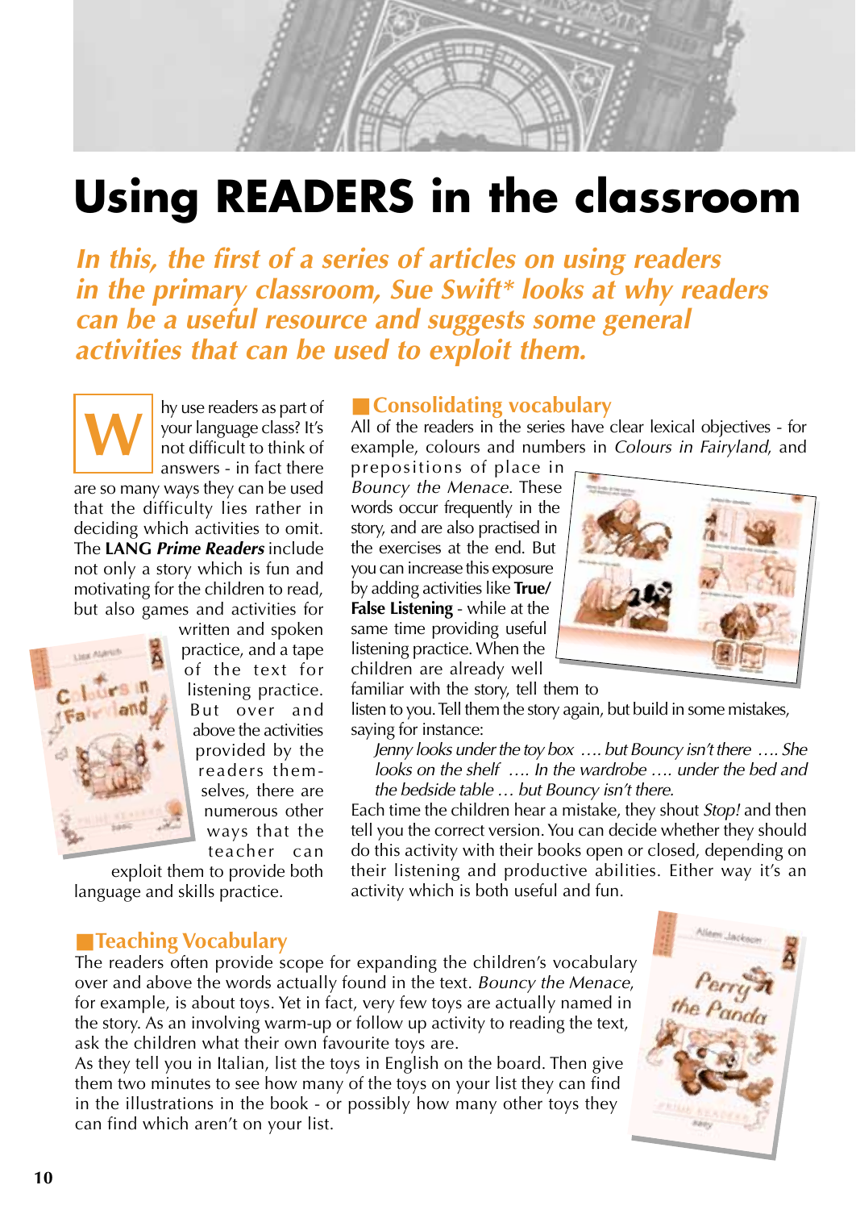# Using READERS in the classroom

***In this, the first of a series of articles on using readers in the primary classroom, Sue Swift\* looks at why readers can be a useful resource and suggests some general activities that can be used to exploit them.***

Why use readers as part of your language class? It's not difficult to think of answers - in fact there are so many ways they can be used that the difficulty lies rather in deciding which activities to omit. The **LANG *Prime Readers*** include not only a story which is fun and motivating for the children to read, but also games and activities for written and spoken practice, and a tape of the text for listening practice. But over and above the activities provided by the readers themselves, there are numerous other ways that the teacher can exploit them to provide both language and skills practice.

## Consolidating vocabulary

All of the readers in the series have clear lexical objectives - for example, colours and numbers in *Colours in Fairyland*, and prepositions of place in *Bouncy the Menace*. These words occur frequently in the story, and are also practised in the exercises at the end. But you can increase this exposure by adding activities like **True/False Listening** - while at the same time providing useful listening practice. When the children are already well familiar with the story, tell them to listen to you. Tell them the story again, but build in some mistakes, saying for instance:

*Jenny looks under the toy box …. but Bouncy isn't there …. She looks on the shelf …. In the wardrobe …. under the bed and the bedside table … but Bouncy isn't there.*

Each time the children hear a mistake, they shout *Stop!* and then tell you the correct version. You can decide whether they should do this activity with their books open or closed, depending on their listening and productive abilities. Either way it's an activity which is both useful and fun.

## Teaching Vocabulary

The readers often provide scope for expanding the children's vocabulary over and above the words actually found in the text. *Bouncy the Menace*, for example, is about toys. Yet in fact, very few toys are actually named in the story. As an involving warm-up or follow up activity to reading the text, ask the children what their own favourite toys are.

As they tell you in Italian, list the toys in English on the board. Then give them two minutes to see how many of the toys on your list they can find in the illustrations in the book - or possibly how many other toys they can find which aren't on your list.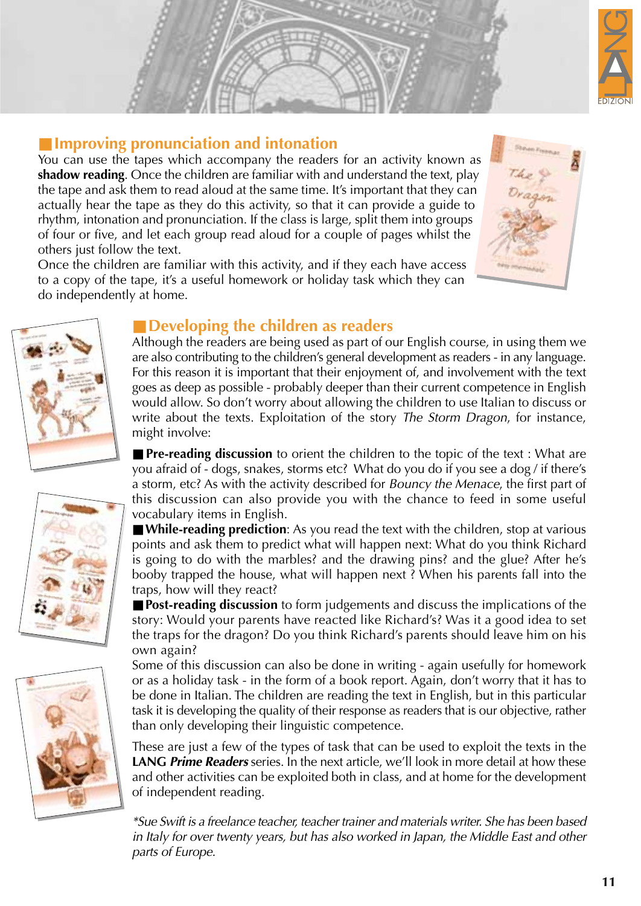## Improving pronunciation and intonation

You can use the tapes which accompany the readers for an activity known as **shadow reading**. Once the children are familiar with and understand the text, play the tape and ask them to read aloud at the same time. It's important that they can actually hear the tape as they do this activity, so that it can provide a guide to rhythm, intonation and pronunciation. If the class is large, split them into groups of four or five, and let each group read aloud for a couple of pages whilst the others just follow the text.

Once the children are familiar with this activity, and if they each have access to a copy of the tape, it's a useful homework or holiday task which they can do independently at home.

## Developing the children as readers

Although the readers are being used as part of our English course, in using them we are also contributing to the children's general development as readers - in any language. For this reason it is important that their enjoyment of, and involvement with the text goes as deep as possible - probably deeper than their current competence in English would allow. So don't worry about allowing the children to use Italian to discuss or write about the texts. Exploitation of the story *The Storm Dragon*, for instance, might involve:

- **Pre-reading discussion** to orient the children to the topic of the text : What are you afraid of - dogs, snakes, storms etc? What do you do if you see a dog / if there's a storm, etc? As with the activity described for *Bouncy the Menace*, the first part of this discussion can also provide you with the chance to feed in some useful vocabulary items in English.
- **While-reading prediction**: As you read the text with the children, stop at various points and ask them to predict what will happen next: What do you think Richard is going to do with the marbles? and the drawing pins? and the glue? After he's booby trapped the house, what will happen next ? When his parents fall into the traps, how will they react?
- **Post-reading discussion** to form judgements and discuss the implications of the story: Would your parents have reacted like Richard's? Was it a good idea to set the traps for the dragon? Do you think Richard's parents should leave him on his own again?

Some of this discussion can also be done in writing - again usefully for homework or as a holiday task - in the form of a book report. Again, don't worry that it has to be done in Italian. The children are reading the text in English, but in this particular task it is developing the quality of their response as readers that is our objective, rather than only developing their linguistic competence.

These are just a few of the types of task that can be used to exploit the texts in the **LANG *Prime Readers*** series. In the next article, we'll look in more detail at how these and other activities can be exploited both in class, and at home for the development of independent reading.

*\*Sue Swift is a freelance teacher, teacher trainer and materials writer. She has been based in Italy for over twenty years, but has also worked in Japan, the Middle East and other parts of Europe.*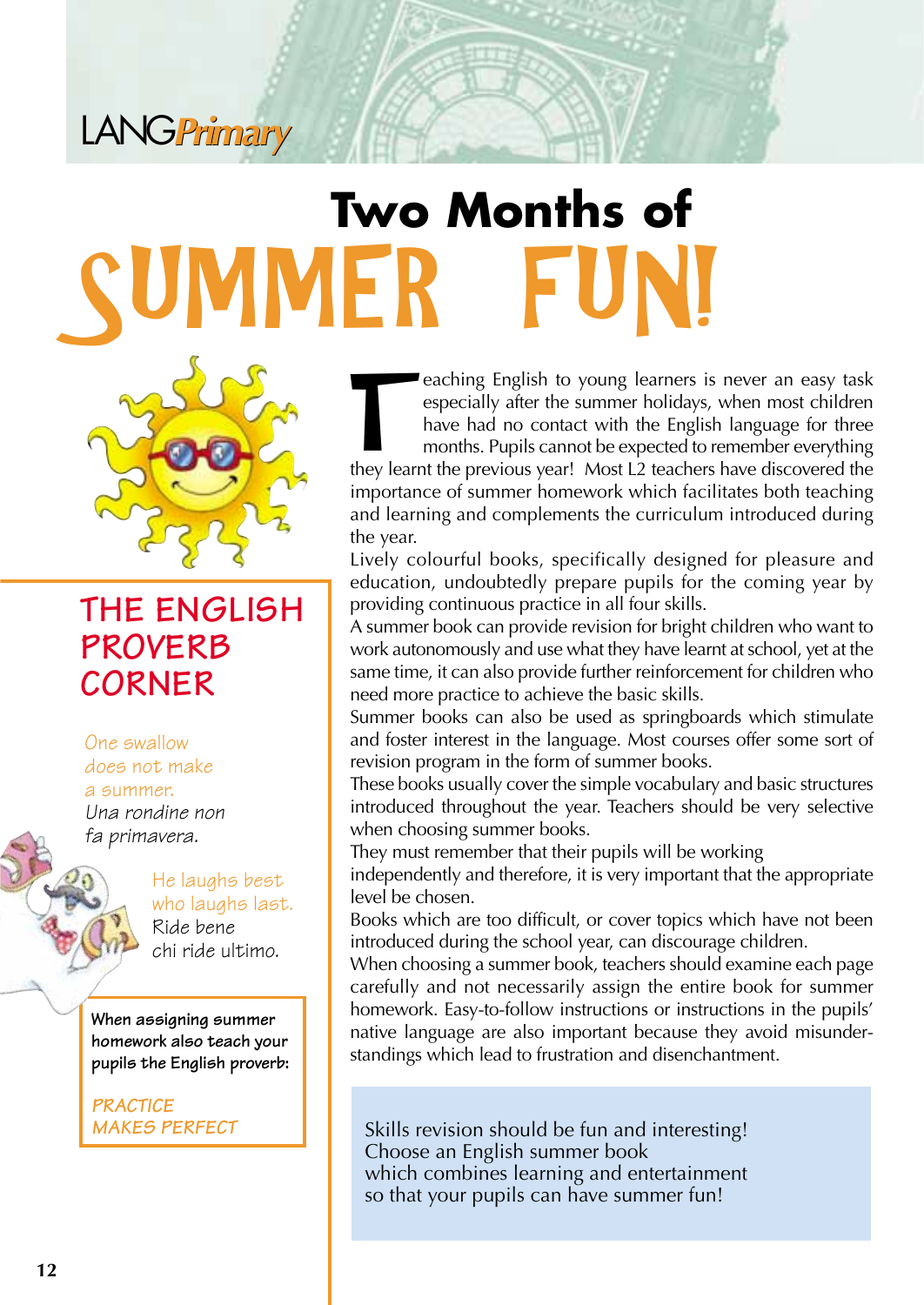# Two Months of SUMMER FUN!

Teaching English to young learners is never an easy task especially after the summer holidays, when most children have had no contact with the English language for three months. Pupils cannot be expected to remember everything they learnt the previous year! Most L2 teachers have discovered the importance of summer homework which facilitates both teaching and learning and complements the curriculum introduced during the year.

Lively colourful books, specifically designed for pleasure and education, undoubtedly prepare pupils for the coming year by providing continuous practice in all four skills.

A summer book can provide revision for bright children who want to work autonomously and use what they have learnt at school, yet at the same time, it can also provide further reinforcement for children who need more practice to achieve the basic skills.

Summer books can also be used as springboards which stimulate and foster interest in the language. Most courses offer some sort of revision program in the form of summer books.

These books usually cover the simple vocabulary and basic structures introduced throughout the year. Teachers should be very selective when choosing summer books.

They must remember that their pupils will be working independently and therefore, it is very important that the appropriate level be chosen.

Books which are too difficult, or cover topics which have not been introduced during the school year, can discourage children.

When choosing a summer book, teachers should examine each page carefully and not necessarily assign the entire book for summer homework. Easy-to-follow instructions or instructions in the pupils' native language are also important because they avoid misunderstandings which lead to frustration and disenchantment.

Skills revision should be fun and interesting!
Choose an English summer book
which combines learning and entertainment
so that your pupils can have summer fun!

## THE ENGLISH PROVERB CORNER

One swallow does not make a summer.
*Una rondine non fa primavera.*

He laughs best who laughs last.
Ride bene chi ride ultimo.

**When assigning summer homework also teach your pupils the English proverb:**

*PRACTICE MAKES PERFECT*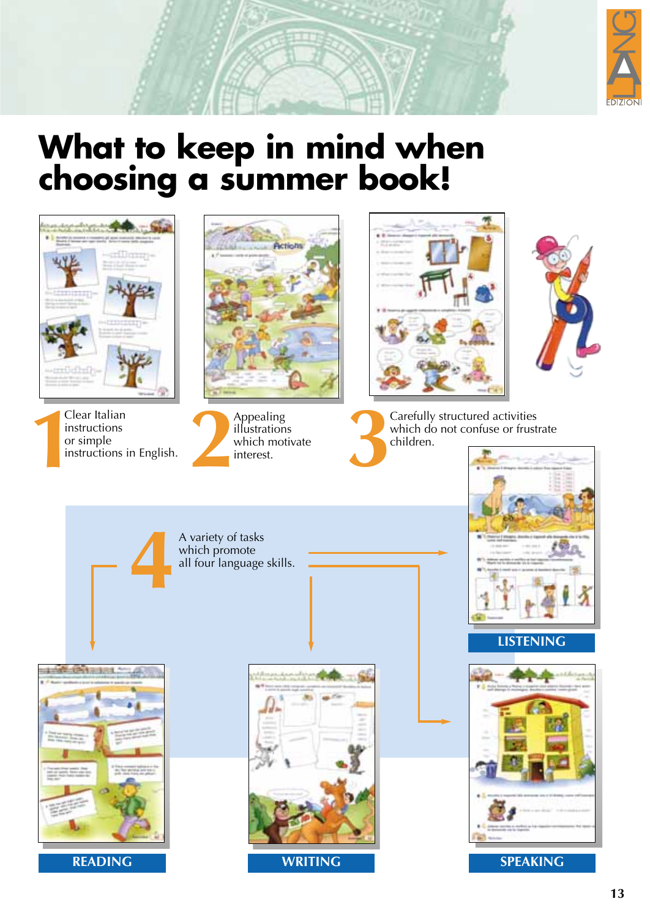# What to keep in mind when choosing a summer book!

**1** Clear Italian instructions or simple instructions in English.

**2** Appealing illustrations which motivate interest.

**3** Carefully structured activities which do not confuse or frustrate children.

**4** A variety of tasks which promote all four language skills.

LISTENING

READING

WRITING

SPEAKING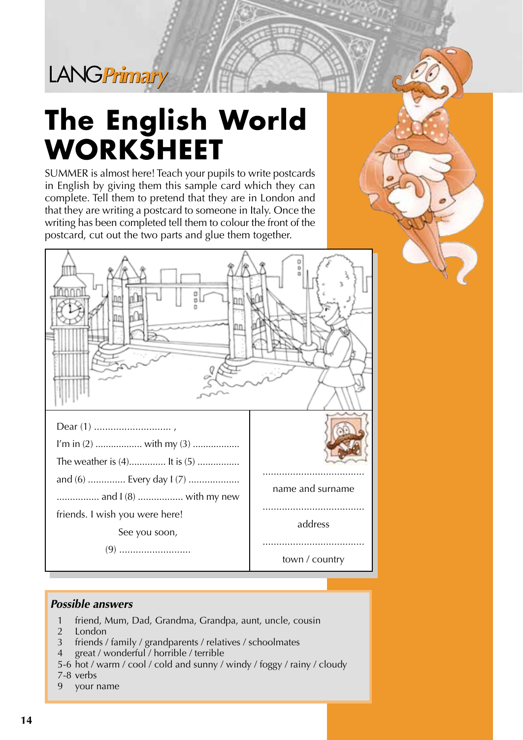LANGPrimary

# The English World WORKSHEET

SUMMER is almost here! Teach your pupils to write postcards in English by giving them this sample card which they can complete. Tell them to pretend that they are in London and that they are writing a postcard to someone in Italy. Once the writing has been completed tell them to colour the front of the postcard, cut out the two parts and glue them together.

Dear (1) ............................ ,

I'm in (2) .................. with my (3) .................

The weather is (4).............. It is (5) ................

and (6) .............. Every day I (7) ...................

................ and I (8) ................. with my new

friends. I wish you were here!

See you soon,

(9) ..........................

.....................................

name and surname

.....................................

address

.....................................

town / country

***Possible answers***

1 friend, Mum, Dad, Grandma, Grandpa, aunt, uncle, cousin
2 London
3 friends / family / grandparents / relatives / schoolmates
4 great / wonderful / horrible / terrible
5-6 hot / warm / cool / cold and sunny / windy / foggy / rainy / cloudy
7-8 verbs
9 your name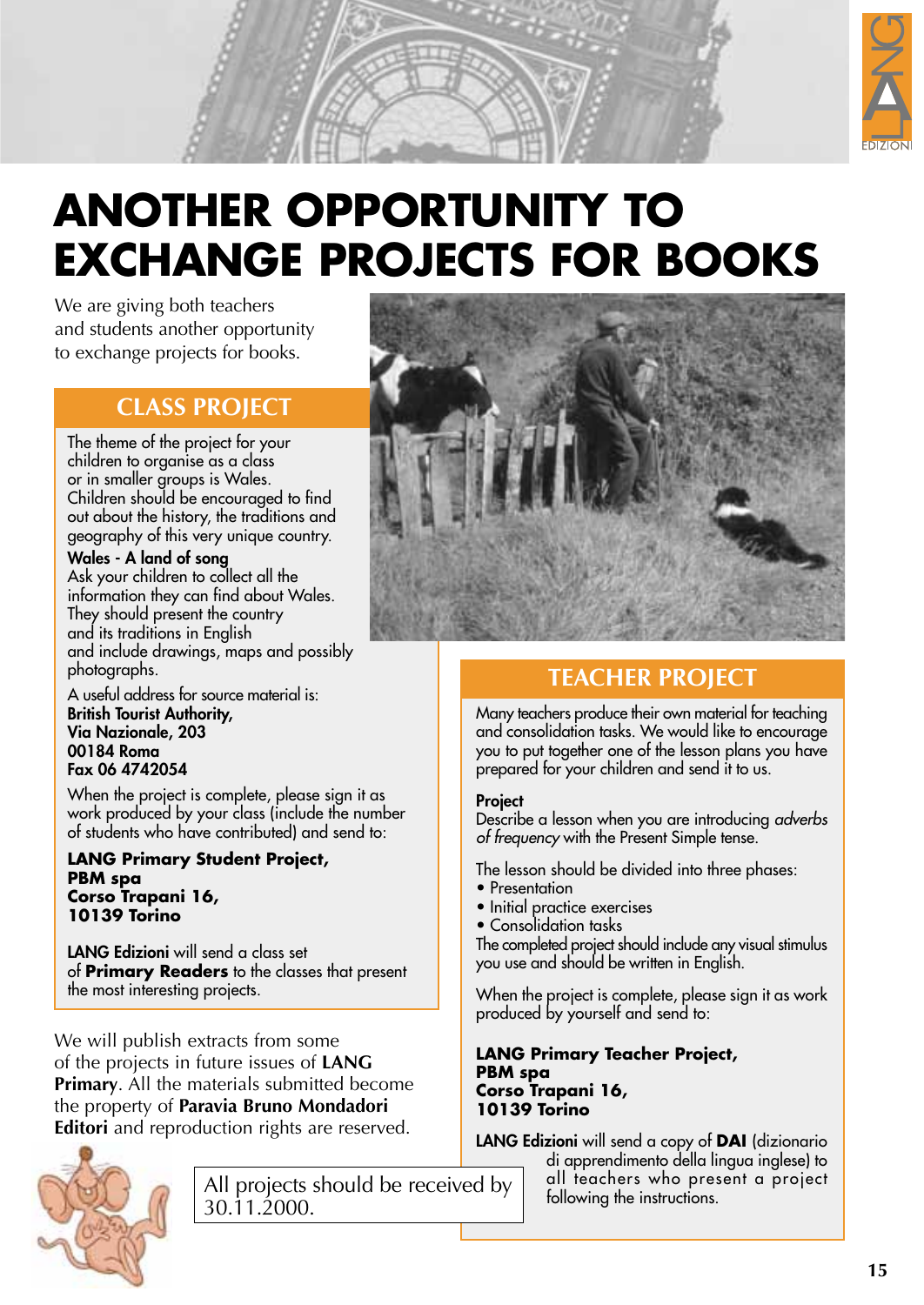# ANOTHER OPPORTUNITY TO EXCHANGE PROJECTS FOR BOOKS

We are giving both teachers and students another opportunity to exchange projects for books.

## CLASS PROJECT

The theme of the project for your children to organise as a class or in smaller groups is Wales. Children should be encouraged to find out about the history, the traditions and geography of this very unique country.

**Wales - A land of song**

Ask your children to collect all the information they can find about Wales. They should present the country and its traditions in English and include drawings, maps and possibly photographs.

A useful address for source material is:
**British Tourist Authority,**
**Via Nazionale, 203**
**00184 Roma**
**Fax 06 4742054**

When the project is complete, please sign it as work produced by your class (include the number of students who have contributed) and send to:

**LANG Primary Student Project,**
**PBM spa**
**Corso Trapani 16,**
**10139 Torino**

**LANG Edizioni** will send a class set of **Primary Readers** to the classes that present the most interesting projects.

We will publish extracts from some of the projects in future issues of **LANG Primary**. All the materials submitted become the property of **Paravia Bruno Mondadori Editori** and reproduction rights are reserved.

All projects should be received by 30.11.2000.

## TEACHER PROJECT

Many teachers produce their own material for teaching and consolidation tasks. We would like to encourage you to put together one of the lesson plans you have prepared for your children and send it to us.

**Project**
Describe a lesson when you are introducing *adverbs of frequency* with the Present Simple tense.

The lesson should be divided into three phases:

- Presentation
- Initial practice exercises
- Consolidation tasks

The completed project should include any visual stimulus you use and should be written in English.

When the project is complete, please sign it as work produced by yourself and send to:

**LANG Primary Teacher Project,**
**PBM spa**
**Corso Trapani 16,**
**10139 Torino**

**LANG Edizioni** will send a copy of **DAI** (dizionario di apprendimento della lingua inglese) to all teachers who present a project following the instructions.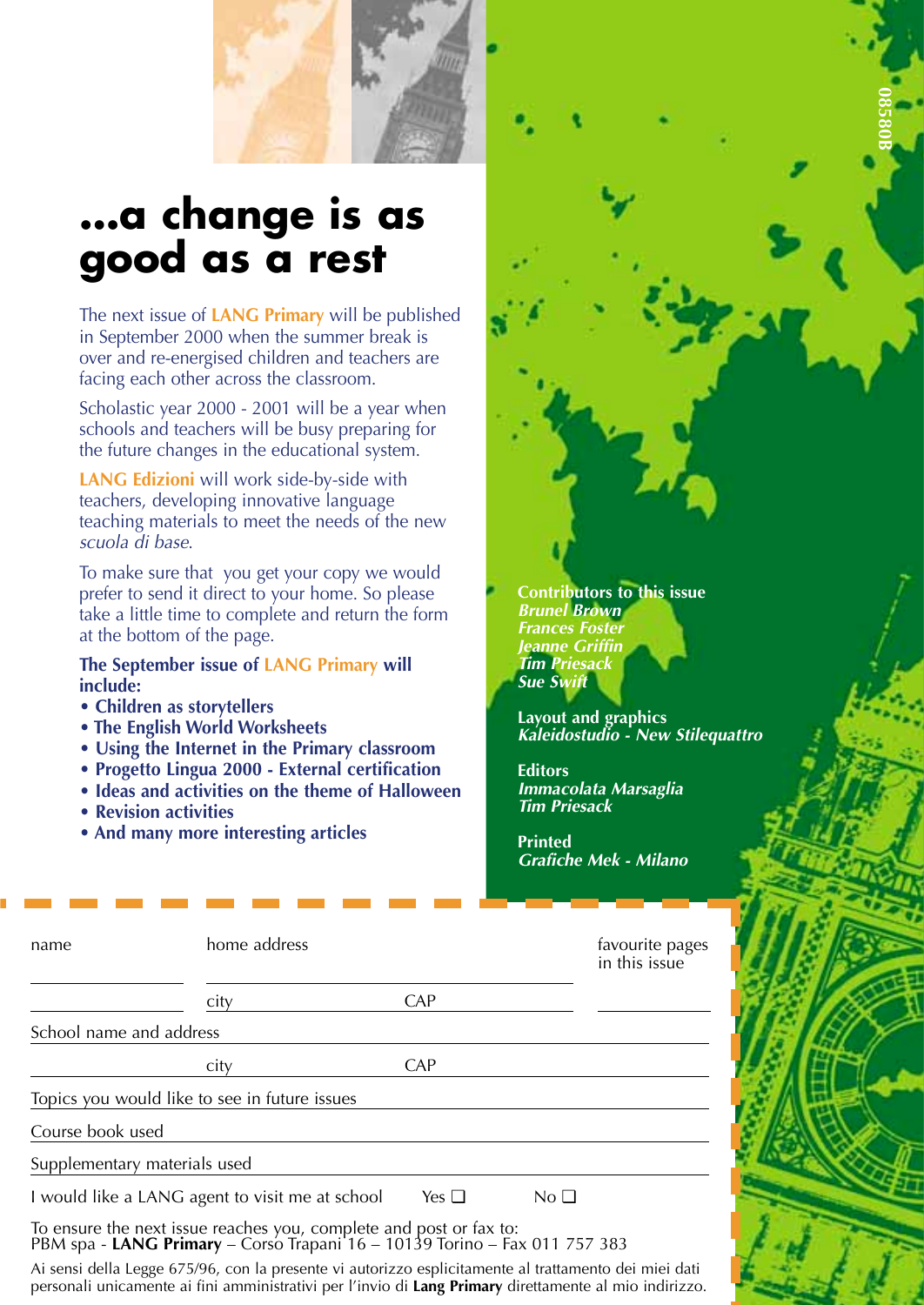# ...a change is as good as a rest

The next issue of **LANG Primary** will be published in September 2000 when the summer break is over and re-energised children and teachers are facing each other across the classroom.

Scholastic year 2000 - 2001 will be a year when schools and teachers will be busy preparing for the future changes in the educational system.

**LANG Edizioni** will work side-by-side with teachers, developing innovative language teaching materials to meet the needs of the new *scuola di base*.

To make sure that you get your copy we would prefer to send it direct to your home. So please take a little time to complete and return the form at the bottom of the page.

**The September issue of LANG Primary will include:**

- **Children as storytellers**
- **The English World Worksheets**
- **Using the Internet in the Primary classroom**
- **Progetto Lingua 2000 - External certification**
- **Ideas and activities on the theme of Halloween**
- **Revision activities**
- **And many more interesting articles**

**Contributors to this issue**
*Brunel Brown*
*Frances Foster*
*Jeanne Griffin*
*Tim Priesack*
*Sue Swift*

**Layout and graphics**
*Kaleidostudio - New Stilequattro*

**Editors**
*Immacolata Marsaglia*
*Tim Priesack*

**Printed**
*Grafiche Mek - Milano*

08580B

---

name ______________ home address ______________________________ favourite pages in this issue ______________

______________ city ______________ CAP ______________

School name and address ______________________________

______________ city ______________ CAP ______________

Topics you would like to see in future issues ______________________________

Course book used ______________________________

Supplementary materials used ______________________________

I would like a LANG agent to visit me at school Yes ❑ No ❑

To ensure the next issue reaches you, complete and post or fax to:
PBM spa - **LANG Primary** – Corso Trapani 16 – 10139 Torino – Fax 011 757 383

Ai sensi della Legge 675/96, con la presente vi autorizzo esplicitamente al trattamento dei miei dati personali unicamente ai fini amministrativi per l'invio di **Lang Primary** direttamente al mio indirizzo.